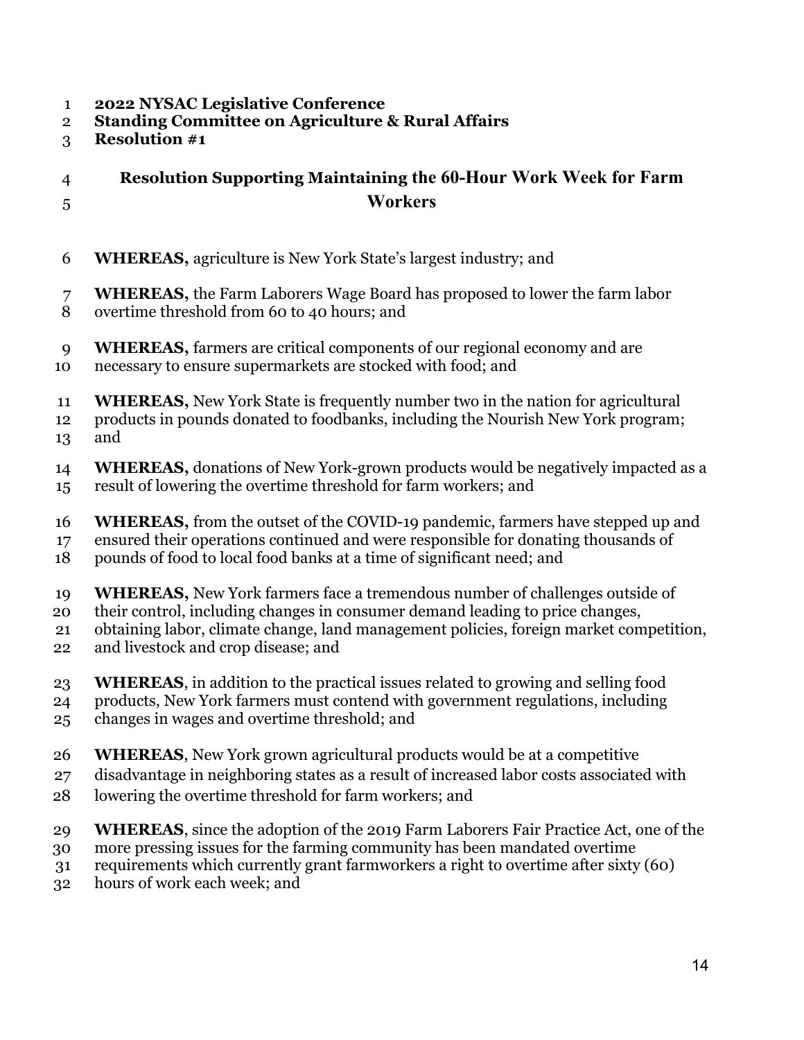**2022 NYSAC Legislative Conference**
**Standing Committee on Agriculture & Rural Affairs**
**Resolution #1**

## Resolution Supporting Maintaining the 60-Hour Work Week for Farm Workers

**WHEREAS,** agriculture is New York State's largest industry; and

**WHEREAS,** the Farm Laborers Wage Board has proposed to lower the farm labor overtime threshold from 60 to 40 hours; and

**WHEREAS,** farmers are critical components of our regional economy and are necessary to ensure supermarkets are stocked with food; and

**WHEREAS,** New York State is frequently number two in the nation for agricultural products in pounds donated to foodbanks, including the Nourish New York program; and

**WHEREAS,** donations of New York-grown products would be negatively impacted as a result of lowering the overtime threshold for farm workers; and

**WHEREAS,** from the outset of the COVID-19 pandemic, farmers have stepped up and ensured their operations continued and were responsible for donating thousands of pounds of food to local food banks at a time of significant need; and

**WHEREAS,** New York farmers face a tremendous number of challenges outside of their control, including changes in consumer demand leading to price changes, obtaining labor, climate change, land management policies, foreign market competition, and livestock and crop disease; and

**WHEREAS**, in addition to the practical issues related to growing and selling food products, New York farmers must contend with government regulations, including changes in wages and overtime threshold; and

**WHEREAS**, New York grown agricultural products would be at a competitive disadvantage in neighboring states as a result of increased labor costs associated with lowering the overtime threshold for farm workers; and

**WHEREAS**, since the adoption of the 2019 Farm Laborers Fair Practice Act, one of the more pressing issues for the farming community has been mandated overtime requirements which currently grant farmworkers a right to overtime after sixty (60) hours of work each week; and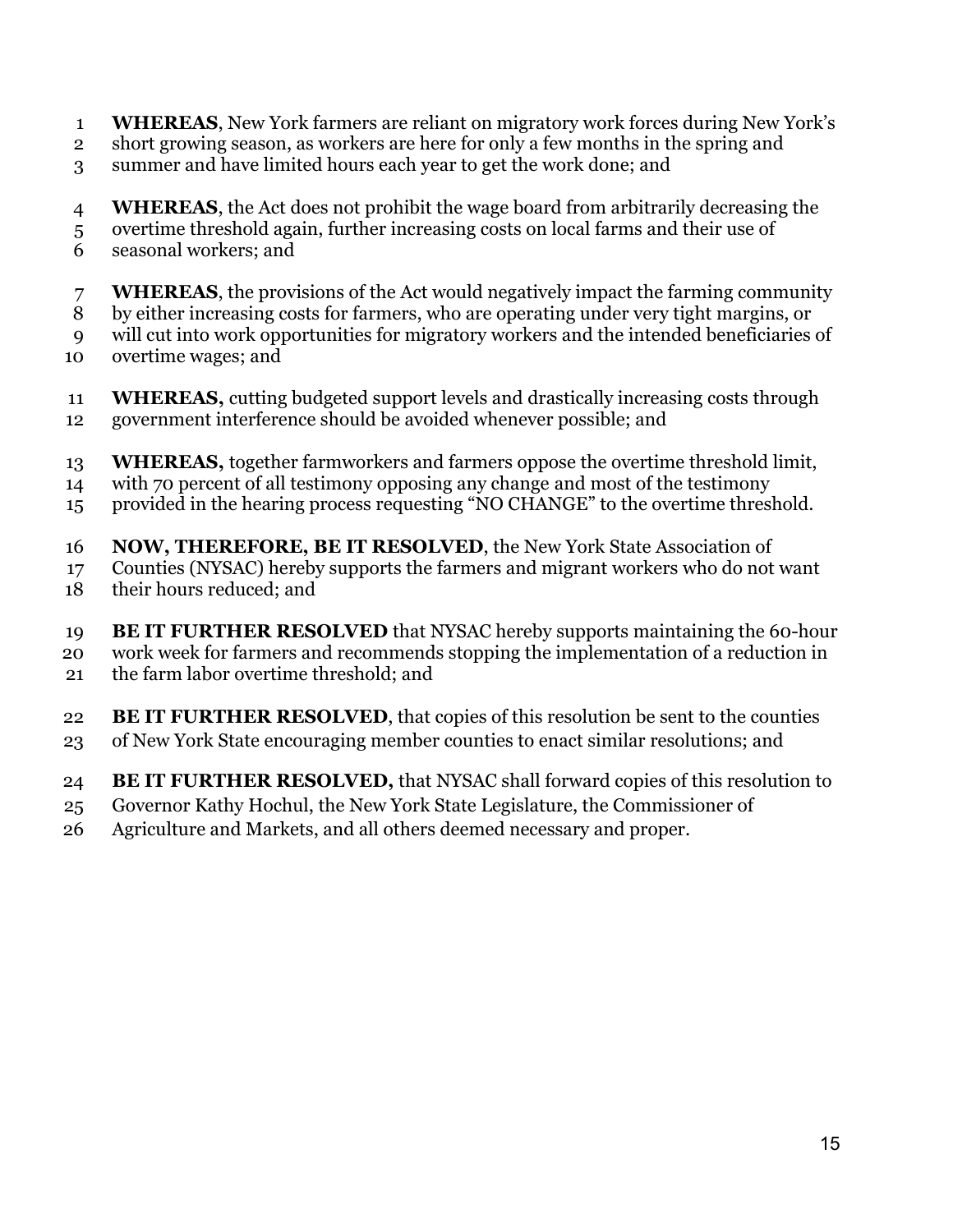**WHEREAS**, New York farmers are reliant on migratory work forces during New York's short growing season, as workers are here for only a few months in the spring and summer and have limited hours each year to get the work done; and

**WHEREAS**, the Act does not prohibit the wage board from arbitrarily decreasing the overtime threshold again, further increasing costs on local farms and their use of seasonal workers; and

**WHEREAS**, the provisions of the Act would negatively impact the farming community by either increasing costs for farmers, who are operating under very tight margins, or will cut into work opportunities for migratory workers and the intended beneficiaries of overtime wages; and

**WHEREAS,** cutting budgeted support levels and drastically increasing costs through government interference should be avoided whenever possible; and

**WHEREAS,** together farmworkers and farmers oppose the overtime threshold limit, with 70 percent of all testimony opposing any change and most of the testimony provided in the hearing process requesting "NO CHANGE" to the overtime threshold.

**NOW, THEREFORE, BE IT RESOLVED**, the New York State Association of Counties (NYSAC) hereby supports the farmers and migrant workers who do not want their hours reduced; and

**BE IT FURTHER RESOLVED** that NYSAC hereby supports maintaining the 60-hour work week for farmers and recommends stopping the implementation of a reduction in the farm labor overtime threshold; and

**BE IT FURTHER RESOLVED**, that copies of this resolution be sent to the counties of New York State encouraging member counties to enact similar resolutions; and

**BE IT FURTHER RESOLVED,** that NYSAC shall forward copies of this resolution to Governor Kathy Hochul, the New York State Legislature, the Commissioner of Agriculture and Markets, and all others deemed necessary and proper.